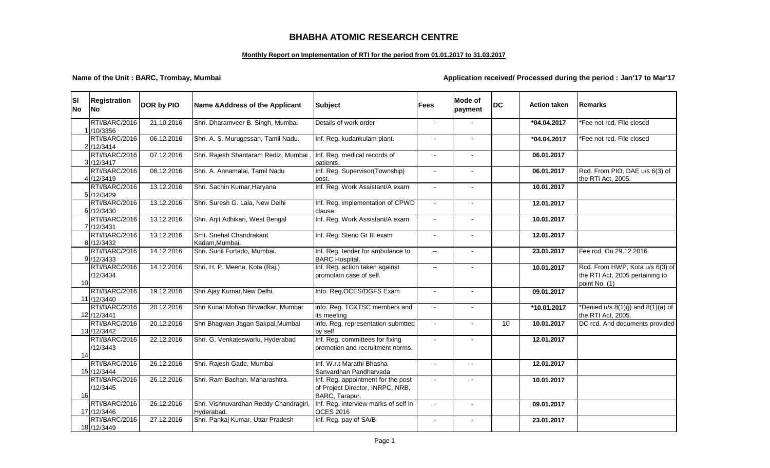# BHABHA ATOMIC RESEARCH CENTRE

**Monthly Report on Implementation of RTI for the period from 01.01.2017 to 31.03.2017**

**Name of the Unit : BARC, Trombay, Mumbai** **Application received/ Processed during the period : Jan'17 to Mar'17**

| Sl No | Registration No | DOR by PIO | Name &Address of the Applicant | Subject | Fees | Mode of payment | DC | Action taken | Remarks |
|---|---|---|---|---|---|---|---|---|---|
| 1 | RTI/BARC/2016/10/3356 | 21.10.2016 | Shri. Dharamveer B. Singh, Mumbai | Details of work order | - | - | | **\*04.04.2017** | \*Fee not rcd. File closed |
| 2 | RTI/BARC/2016/12/3414 | 06.12.2016 | Shri. A. S. Murugessan, Tamil Nadu. | Inf. Reg. kudankulam plant. | - | - | | **\*04.04.2017** | \*Fee not rcd. File closed |
| 3 | RTI/BARC/2016/12/3417 | 07.12.2016 | Shri. Rajesh Shantaram Rediz, Mumbai . | Inf. Reg. medical records of patients. | - | - | | **06.01.2017** | |
| 4 | RTI/BARC/2016/12/3419 | 08.12.2016 | Shri. A. Annamalai, Tamil Nadu | Inf. Reg. Supervisor(Township) post. | - | - | | **06.01.2017** | Rcd. From PIO, DAE u/s 6(3) of the RTi Act, 2005. |
| 5 | RTI/BARC/2016/12/3429 | 13.12.2016 | Shri. Sachin Kumar,Haryana | Inf. Reg. Work Assistant/A exam | - | - | | **10.01.2017** | |
| 6 | RTI/BARC/2016/12/3430 | 13.12.2016 | Shri. Suresh G. Lala, New Delhi | Inf. Reg. implementation of CPWD clause. | - | - | | **12.01.2017** | |
| 7 | RTI/BARC/2016/12/3431 | 13.12.2016 | Shri. Arjit Adhikari, West Bengal | Inf. Reg. Work Assistant/A exam | - | - | | **10.01.2017** | |
| 8 | RTI/BARC/2016/12/3432 | 13.12.2016 | Smt. Snehal Chandrakant Kadam,Mumbai. | Inf. Reg. Steno Gr III exam | - | - | | **12.01.2017** | |
| 9 | RTI/BARC/2016/12/3433 | 14.12.2016 | Shri. Sunil Furtado, Mumbai. | Inf. Reg. tender for ambulance to BARC Hospital. | -- | - | | **23.01.2017** | Fee rcd. On 29.12.2016 |
| 10 | RTI/BARC/2016/12/3434 | 14.12.2016 | Shri. H. P. Meena, Kota (Raj.) | Inf. Reg. action taken against promotion case of self. | -- | - | | **10.01.2017** | Rcd. From HWP, Kota u/s 6(3) of the RTI Act, 2005 pertaining to point No. (1) |
| 11 | RTI/BARC/2016/12/3440 | 19.12.2016 | Shri Ajay Kumar,New Delhi. | Info. Reg.OCES/DGFS Exam | - | - | | **09.01.2017** | |
| 12 | RTI/BARC/2016/12/3441 | 20.12.2016 | Shri Kunal Mohan Birwadkar, Mumbai | info. Reg. TC&TSC members and its meeting | - | - | | **\*10.01.2017** | \*Denied u/s 8(1)(j) and 8(1)(a) of the RTI Act, 2005. |
| 13 | RTI/BARC/2016/12/3442 | 20.12.2016 | Shri Bhagwan Jagan Sakpal,Mumbai | info. Reg. representation submtted by self | - | - | 10 | **10.01.2017** | DC rcd. And documents provided |
| 14 | RTI/BARC/2016/12/3443 | 22.12.2016 | Shri. G. Venkateswarlu, Hyderabad | Inf. Reg. committees for fixing promotion and recruitment norms. | - | - | | **12.01.2017** | |
| 15 | RTI/BARC/2016/12/3444 | 26.12.2016 | Shri. Rajesh Gade, Mumbai | Inf. W.r.t Marathi Bhasha Sanvardhan Pandharvada | - | - | | **12.01.2017** | |
| 16 | RTI/BARC/2016/12/3445 | 26.12.2016 | Shri. Ram Bachan, Maharashtra. | Inf. Reg. appointment for the post of Project Director, INRPC, NRB, BARC, Tarapur. | - | - | | **10.01.2017** | |
| 17 | RTI/BARC/2016/12/3446 | 26.12.2016 | Shri. Vishnuvardhan Reddy Chandragiri, Hyderabad. | Inf. Reg. interview marks of self in OCES 2016 | - | - | | **09.01.2017** | |
| 18 | RTI/BARC/2016/12/3449 | 27.12.2016 | Shri. Pankaj Kumar, Uttar Pradesh | Inf. Reg. pay of SA/B | - | - | | **23.01.2017** | |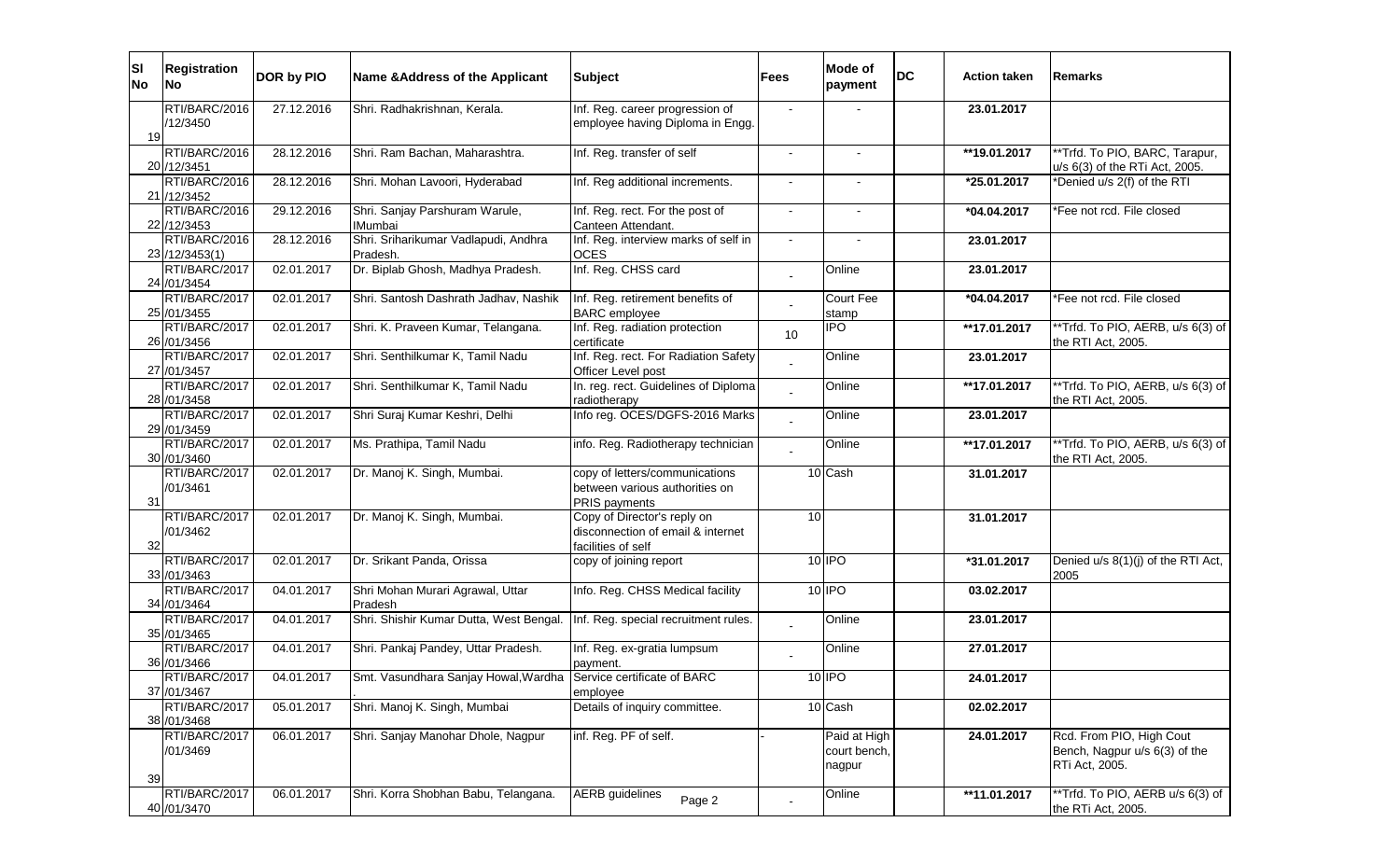| Sl No | Registration No | DOR by PIO | Name &Address of the Applicant | Subject | Fees | Mode of payment | DC | Action taken | Remarks |
|---|---|---|---|---|---|---|---|---|---|
| 19 | RTI/BARC/2016 /12/3450 | 27.12.2016 | Shri. Radhakrishnan, Kerala. | Inf. Reg. career progression of employee having Diploma in Engg. | - | - | | 23.01.2017 | |
| 20 | RTI/BARC/2016 /12/3451 | 28.12.2016 | Shri. Ram Bachan, Maharashtra. | Inf. Reg. transfer of self | - | - | | **19.01.2017 | **Trfd. To PIO, BARC, Tarapur, u/s 6(3) of the RTi Act, 2005. |
| 21 | RTI/BARC/2016 /12/3452 | 28.12.2016 | Shri. Mohan Lavoori, Hyderabad | Inf. Reg additional increments. | - | - | | *25.01.2017 | *Denied u/s 2(f) of the RTI |
| 22 | RTI/BARC/2016 /12/3453 | 29.12.2016 | Shri. Sanjay Parshuram Warule, IMumbai | Inf. Reg. rect. For the post of Canteen Attendant. | - | - | | *04.04.2017 | *Fee not rcd. File closed |
| 23 | RTI/BARC/2016 /12/3453(1) | 28.12.2016 | Shri. Sriharikumar Vadlapudi, Andhra Pradesh. | Inf. Reg. interview marks of self in OCES | - | - | | 23.01.2017 | |
| 24 | RTI/BARC/2017 /01/3454 | 02.01.2017 | Dr. Biplab Ghosh, Madhya Pradesh. | Inf. Reg. CHSS card | - | Online | | 23.01.2017 | |
| 25 | RTI/BARC/2017 /01/3455 | 02.01.2017 | Shri. Santosh Dashrath Jadhav, Nashik | Inf. Reg. retirement benefits of BARC employee | - | Court Fee stamp | | *04.04.2017 | *Fee not rcd. File closed |
| 26 | RTI/BARC/2017 /01/3456 | 02.01.2017 | Shri. K. Praveen Kumar, Telangana. | Inf. Reg. radiation protection certificate | 10 | IPO | | **17.01.2017 | **Trfd. To PIO, AERB, u/s 6(3) of the RTI Act, 2005. |
| 27 | RTI/BARC/2017 /01/3457 | 02.01.2017 | Shri. Senthilkumar K, Tamil Nadu | Inf. Reg. rect. For Radiation Safety Officer Level post | - | Online | | 23.01.2017 | |
| 28 | RTI/BARC/2017 /01/3458 | 02.01.2017 | Shri. Senthilkumar K, Tamil Nadu | In. reg. rect. Guidelines of Diploma radiotherapy | - | Online | | **17.01.2017 | **Trfd. To PIO, AERB, u/s 6(3) of the RTI Act, 2005. |
| 29 | RTI/BARC/2017 /01/3459 | 02.01.2017 | Shri Suraj Kumar Keshri, Delhi | Info reg. OCES/DGFS-2016 Marks | - | Online | | 23.01.2017 | |
| 30 | RTI/BARC/2017 /01/3460 | 02.01.2017 | Ms. Prathipa, Tamil Nadu | info. Reg. Radiotherapy technician | - | Online | | **17.01.2017 | **Trfd. To PIO, AERB, u/s 6(3) of the RTI Act, 2005. |
| 31 | RTI/BARC/2017 /01/3461 | 02.01.2017 | Dr. Manoj K. Singh, Mumbai. | copy of letters/communications between various authorities on PRIS payments | 10 | Cash | | 31.01.2017 | |
| 32 | RTI/BARC/2017 /01/3462 | 02.01.2017 | Dr. Manoj K. Singh, Mumbai. | Copy of Director's reply on disconnection of email & internet facilities of self | 10 | | | 31.01.2017 | |
| 33 | RTI/BARC/2017 /01/3463 | 02.01.2017 | Dr. Srikant Panda, Orissa | copy of joining report | 10 | IPO | | *31.01.2017 | Denied u/s 8(1)(j) of the RTI Act, 2005 |
| 34 | RTI/BARC/2017 /01/3464 | 04.01.2017 | Shri Mohan Murari Agrawal, Uttar Pradesh | Info. Reg. CHSS Medical facility | 10 | IPO | | 03.02.2017 | |
| 35 | RTI/BARC/2017 /01/3465 | 04.01.2017 | Shri. Shishir Kumar Dutta, West Bengal. | Inf. Reg. special recruitment rules. | - | Online | | 23.01.2017 | |
| 36 | RTI/BARC/2017 /01/3466 | 04.01.2017 | Shri. Pankaj Pandey, Uttar Pradesh. | Inf. Reg. ex-gratia lumpsum payment. | - | Online | | 27.01.2017 | |
| 37 | RTI/BARC/2017 /01/3467 | 04.01.2017 | Smt. Vasundhara Sanjay Howal,Wardha . | Service certificate of BARC employee | 10 | IPO | | 24.01.2017 | |
| 38 | RTI/BARC/2017 /01/3468 | 05.01.2017 | Shri. Manoj K. Singh, Mumbai | Details of inquiry committee. | 10 | Cash | | 02.02.2017 | |
| 39 | RTI/BARC/2017 /01/3469 | 06.01.2017 | Shri. Sanjay Manohar Dhole, Nagpur | inf. Reg. PF of self. | - | Paid at High court bench, nagpur | | 24.01.2017 | Rcd. From PIO, High Cout Bench, Nagpur u/s 6(3) of the RTi Act, 2005. |
| 40 | RTI/BARC/2017 /01/3470 | 06.01.2017 | Shri. Korra Shobhan Babu, Telangana. | AERB guidelines | - | Online | | **11.01.2017 | **Trfd. To PIO, AERB u/s 6(3) of the RTi Act, 2005. |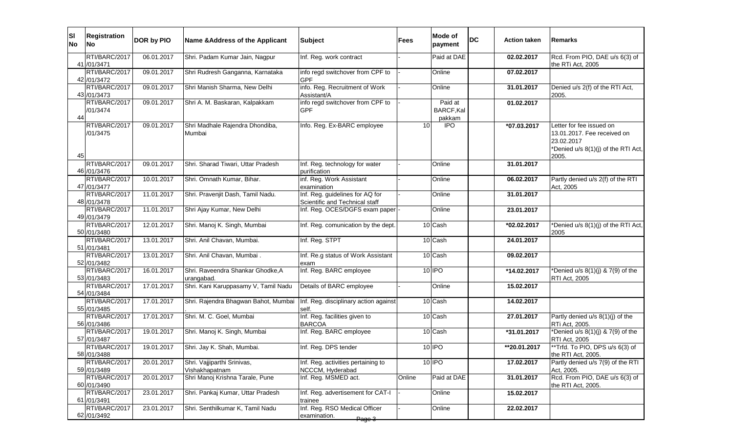| Sl No | Registration No | DOR by PIO | Name &Address of the Applicant | Subject | Fees | Mode of payment | DC | Action taken | Remarks |
|---|---|---|---|---|---|---|---|---|---|
| 41 | RTI/BARC/2017/01/3471 | 06.01.2017 | Shri. Padam Kumar Jain, Nagpur | Inf. Reg. work contract | - | Paid at DAE | | 02.02.2017 | Rcd. From PIO, DAE u/s 6(3) of the RTi Act, 2005 |
| 42 | RTI/BARC/2017/01/3472 | 09.01.2017 | Shri Rudresh Ganganna, Karnataka | info regd switchover from CPF to GPF | - | Online | | 07.02.2017 | |
| 43 | RTI/BARC/2017/01/3473 | 09.01.2017 | Shri Manish Sharma, New Delhi | info. Reg. Recruitment of Work Assistant/A | - | Online | | 31.01.2017 | Denied u/s 2(f) of the RTI Act, 2005. |
| 44 | RTI/BARC/2017/01/3474 | 09.01.2017 | Shri A. M. Baskaran, Kalpakkam | info regd switchover from CPF to GPF | - | Paid at BARCF,Kalpakkam | | 01.02.2017 | |
| 45 | RTI/BARC/2017/01/3475 | 09.01.2017 | Shri Madhale Rajendra Dhondiba, Mumbai | Info. Reg. Ex-BARC employee | 10 | IPO | | *07.03.2017 | Letter for fee issued on 13.01.2017. Fee received on 23.02.2017 *Denied u/s 8(1)(j) of the RTI Act, 2005. |
| 46 | RTI/BARC/2017/01/3476 | 09.01.2017 | Shri. Sharad Tiwari, Uttar Pradesh | Inf. Reg. technology for water purification | - | Online | | 31.01.2017 | |
| 47 | RTI/BARC/2017/01/3477 | 10.01.2017 | Shri. Omnath Kumar, Bihar. | inf. Reg. Work Assistant examination | - | Online | | 06.02.2017 | Partly denied u/s 2(f) of the RTI Act, 2005 |
| 48 | RTI/BARC/2017/01/3478 | 11.01.2017 | Shri. Pravenjit Dash, Tamil Nadu. | Inf. Reg. guidelines for AQ for Scientific and Technical staff | - | Online | | 31.01.2017 | |
| 49 | RTI/BARC/2017/01/3479 | 11.01.2017 | Shri Ajay Kumar, New Delhi | Inf. Reg. OCES/DGFS exam paper | - | Online | | 23.01.2017 | |
| 50 | RTI/BARC/2017/01/3480 | 12.01.2017 | Shri. Manoj K. Singh, Mumbai | Inf. Reg. comunication by the dept. | 10 | Cash | | *02.02.2017 | *Denied u/s 8(1)(j) of the RTI Act, 2005 |
| 51 | RTI/BARC/2017/01/3481 | 13.01.2017 | Shri. Anil Chavan, Mumbai. | Inf. Reg. STPT | 10 | Cash | | 24.01.2017 | |
| 52 | RTI/BARC/2017/01/3482 | 13.01.2017 | Shri. Anil Chavan, Mumbai . | Inf. Re.g status of Work Assistant exam | 10 | Cash | | 09.02.2017 | |
| 53 | RTI/BARC/2017/01/3483 | 16.01.2017 | Shri. Raveendra Shankar Ghodke,Aurangabad. | Inf. Reg. BARC employee | 10 | IPO | | *14.02.2017 | *Denied u/s 8(1)(j) & 7(9) of the RTI Act, 2005 |
| 54 | RTI/BARC/2017/01/3484 | 17.01.2017 | Shri. Kani Karuppasamy V, Tamil Nadu | Details of BARC employee | - | Online | | 15.02.2017 | |
| 55 | RTI/BARC/2017/01/3485 | 17.01.2017 | Shri. Rajendra Bhagwan Bahot, Mumbai. | Inf. Reg. disciplinary action against self. | 10 | Cash | | 14.02.2017 | |
| 56 | RTI/BARC/2017/01/3486 | 17.01.2017 | Shri. M. C. Goel, Mumbai | Inf. Reg. facilities given to BARCOA | 10 | Cash | | 27.01.2017 | Partly denied u/s 8(1)(j) of the RTi Act, 2005. |
| 57 | RTI/BARC/2017/01/3487 | 19.01.2017 | Shri. Manoj K. Singh, Mumbai | Inf. Reg. BARC employee | 10 | Cash | | *31.01.2017 | *Denied u/s 8(1)(j) & 7(9) of the RTI Act, 2005 |
| 58 | RTI/BARC/2017/01/3488 | 19.01.2017 | Shri. Jay K. Shah, Mumbai. | Inf. Reg. DPS tender | 10 | IPO | | **20.01.2017 | **Trfd. To PIO, DPS u/s 6(3) of the RTI Act, 2005. |
| 59 | RTI/BARC/2017/01/3489 | 20.01.2017 | Shri. Vajjiparthi Srinivas, Vishakhapatnam | Inf. Reg. activities pertaining to NCCCM, Hyderabad | 10 | IPO | | 17.02.2017 | Partly denied u/s 7(9) of the RTI Act, 2005. |
| 60 | RTI/BARC/2017/01/3490 | 20.01.2017 | Shri Manoj Krishna Tarale, Pune | Inf. Reg. MSMED act. | Online | Paid at DAE | | 31.01.2017 | Rcd. From PIO, DAE u/s 6(3) of the RTI Act, 2005. |
| 61 | RTI/BARC/2017/01/3491 | 23.01.2017 | Shri. Pankaj Kumar, Uttar Pradesh | Inf. Reg. advertisement for CAT-I trainee | - | Online | | 15.02.2017 | |
| 62 | RTI/BARC/2017/01/3492 | 23.01.2017 | Shri. Senthilkumar K, Tamil Nadu | Inf. Reg. RSO Medical Officer examination. | - | Online | | 22.02.2017 | |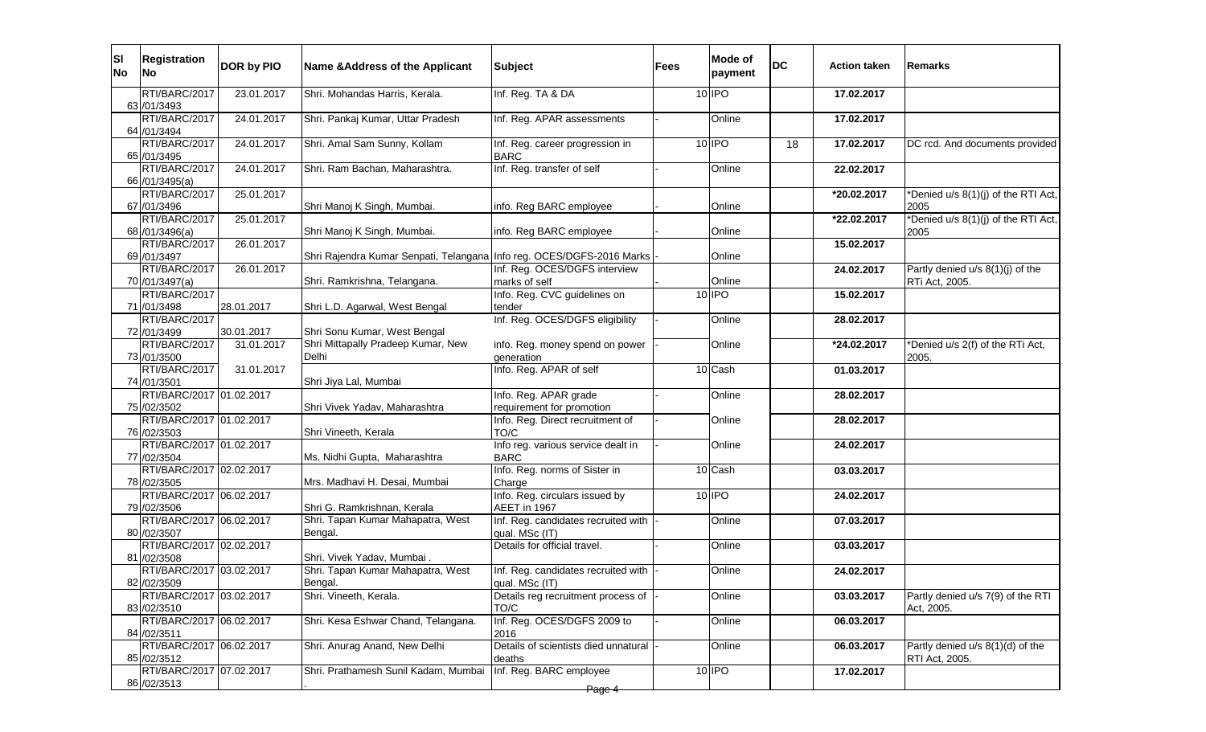| Sl No | Registration No | DOR by PIO | Name &Address of the Applicant | Subject | Fees | Mode of payment | DC | Action taken | Remarks |
|---|---|---|---|---|---|---|---|---|---|
| 63 | RTI/BARC/2017/01/3493 | 23.01.2017 | Shri. Mohandas Harris, Kerala. | Inf. Reg. TA & DA | 10 | IPO | | 17.02.2017 | |
| 64 | RTI/BARC/2017/01/3494 | 24.01.2017 | Shri. Pankaj Kumar, Uttar Pradesh | Inf. Reg. APAR assessments | - | Online | | 17.02.2017 | |
| 65 | RTI/BARC/2017/01/3495 | 24.01.2017 | Shri. Amal Sam Sunny, Kollam | Inf. Reg. career progression in BARC | 10 | IPO | 18 | 17.02.2017 | DC rcd. And documents provided |
| 66 | RTI/BARC/2017/01/3495(a) | 24.01.2017 | Shri. Ram Bachan, Maharashtra. | Inf. Reg. transfer of self | - | Online | | 22.02.2017 | |
| 67 | RTI/BARC/2017/01/3496 | 25.01.2017 | Shri Manoj K Singh, Mumbai. | info. Reg BARC employee | - | Online | | *20.02.2017 | *Denied u/s 8(1)(j) of the RTI Act, 2005 |
| 68 | RTI/BARC/2017/01/3496(a) | 25.01.2017 | Shri Manoj K Singh, Mumbai. | info. Reg BARC employee | - | Online | | *22.02.2017 | *Denied u/s 8(1)(j) of the RTI Act, 2005 |
| 69 | RTI/BARC/2017/01/3497 | 26.01.2017 | Shri Rajendra Kumar Senpati, Telangana | Info reg. OCES/DGFS-2016 Marks | - | Online | | 15.02.2017 | |
| 70 | RTI/BARC/2017/01/3497(a) | 26.01.2017 | Shri. Ramkrishna, Telangana. | Inf. Reg. OCES/DGFS interview marks of self | - | Online | | 24.02.2017 | Partly denied u/s 8(1)(j) of the RTi Act, 2005. |
| 71 | RTI/BARC/2017/01/3498 | 28.01.2017 | Shri L.D. Agarwal, West Bengal | Info. Reg. CVC guidelines on tender | 10 | IPO | | 15.02.2017 | |
| 72 | RTI/BARC/2017/01/3499 | 30.01.2017 | Shri Sonu Kumar, West Bengal | Inf. Reg. OCES/DGFS eligibility | - | Online | | 28.02.2017 | |
| 73 | RTI/BARC/2017/01/3500 | 31.01.2017 | Shri Mittapally Pradeep Kumar, New Delhi | info. Reg. money spend on power generation | - | Online | | *24.02.2017 | *Denied u/s 2(f) of the RTi Act, 2005. |
| 74 | RTI/BARC/2017/01/3501 | 31.01.2017 | Shri Jiya Lal, Mumbai | Info. Reg. APAR of self | 10 | Cash | | 01.03.2017 | |
| 75 | RTI/BARC/2017/02/3502 | 01.02.2017 | Shri Vivek Yadav, Maharashtra | Info. Reg. APAR grade requirement for promotion | - | Online | | 28.02.2017 | |
| 76 | RTI/BARC/2017/02/3503 | 01.02.2017 | Shri Vineeth, Kerala | Info. Reg. Direct recruitment of TO/C | - | Online | | 28.02.2017 | |
| 77 | RTI/BARC/2017/02/3504 | 01.02.2017 | Ms. Nidhi Gupta, Maharashtra | Info reg. various service dealt in BARC | - | Online | | 24.02.2017 | |
| 78 | RTI/BARC/2017/02/3505 | 02.02.2017 | Mrs. Madhavi H. Desai, Mumbai | Info. Reg. norms of Sister in Charge | 10 | Cash | | 03.03.2017 | |
| 79 | RTI/BARC/2017/02/3506 | 06.02.2017 | Shri G. Ramkrishnan, Kerala | Info. Reg. circulars issued by AEET in 1967 | 10 | IPO | | 24.02.2017 | |
| 80 | RTI/BARC/2017/02/3507 | 06.02.2017 | Shri. Tapan Kumar Mahapatra, West Bengal. | Inf. Reg. candidates recruited with qual. MSc (IT) | - | Online | | 07.03.2017 | |
| 81 | RTI/BARC/2017/02/3508 | 02.02.2017 | Shri. Vivek Yadav, Mumbai . | Details for official travel. | - | Online | | 03.03.2017 | |
| 82 | RTI/BARC/2017/02/3509 | 03.02.2017 | Shri. Tapan Kumar Mahapatra, West Bengal. | Inf. Reg. candidates recruited with qual. MSc (IT) | - | Online | | 24.02.2017 | |
| 83 | RTI/BARC/2017/02/3510 | 03.02.2017 | Shri. Vineeth, Kerala. | Details reg recruitment process of TO/C | - | Online | | 03.03.2017 | Partly denied u/s 7(9) of the RTI Act, 2005. |
| 84 | RTI/BARC/2017/02/3511 | 06.02.2017 | Shri. Kesa Eshwar Chand, Telangana. | Inf. Reg. OCES/DGFS 2009 to 2016 | - | Online | | 06.03.2017 | |
| 85 | RTI/BARC/2017/02/3512 | 06.02.2017 | Shri. Anurag Anand, New Delhi | Details of scientists died unnatural deaths | - | Online | | 06.03.2017 | Partly denied u/s 8(1)(d) of the RTI Act, 2005. |
| 86 | RTI/BARC/2017/02/3513 | 07.02.2017 | Shri. Prathamesh Sunil Kadam, Mumbai . | Inf. Reg. BARC employee | 10 | IPO | | 17.02.2017 | |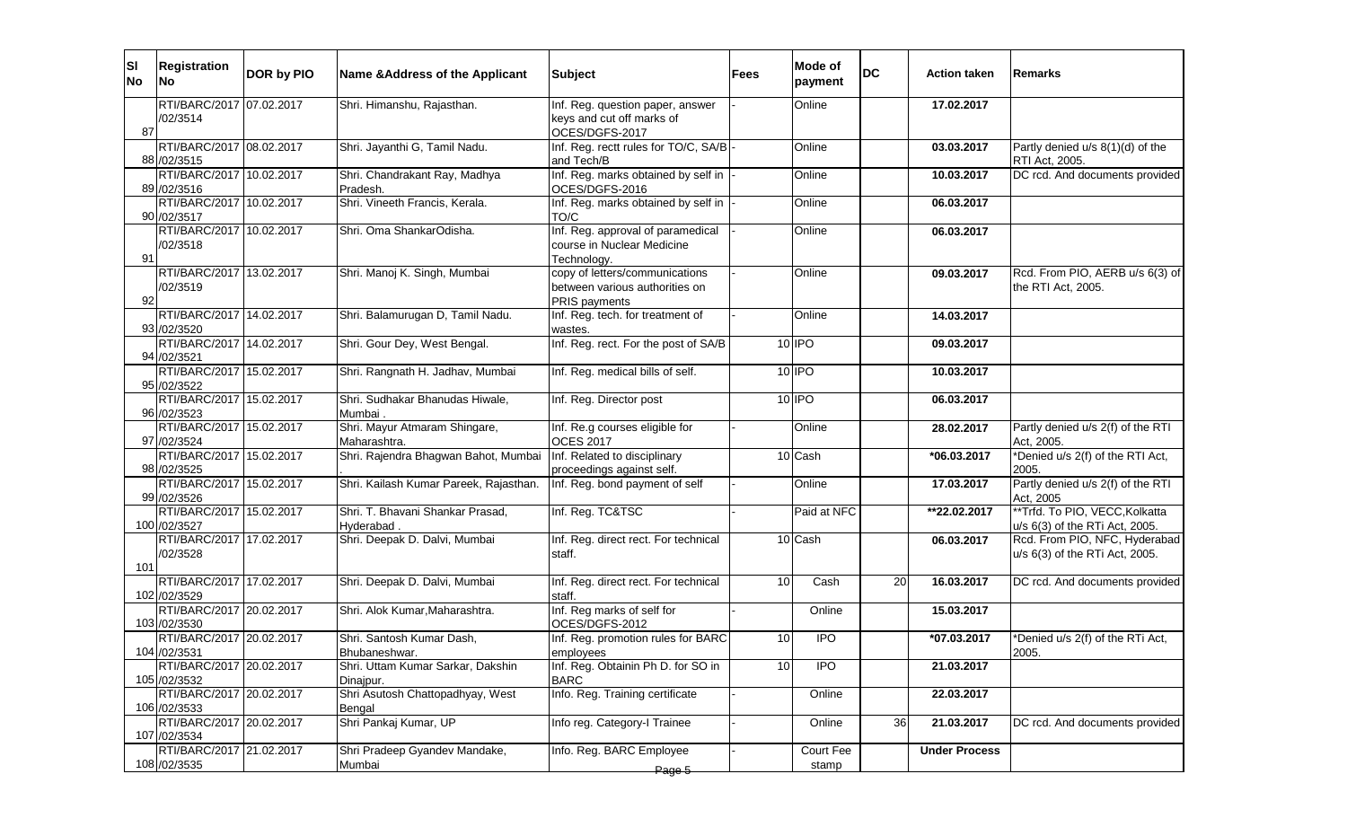| Sl No | Registration No | DOR by PIO | Name &Address of the Applicant | Subject | Fees | Mode of payment | DC | Action taken | Remarks |
|---|---|---|---|---|---|---|---|---|---|
| 87 | RTI/BARC/2017 /02/3514 | 07.02.2017 | Shri. Himanshu, Rajasthan. | Inf. Reg. question paper, answer keys and cut off marks of OCES/DGFS-2017 | - | Online | | 17.02.2017 | |
| 88 | RTI/BARC/2017 /02/3515 | 08.02.2017 | Shri. Jayanthi G, Tamil Nadu. | Inf. Reg. rectt rules for TO/C, SA/B and Tech/B | - | Online | | 03.03.2017 | Partly denied u/s 8(1)(d) of the RTI Act, 2005. |
| 89 | RTI/BARC/2017 /02/3516 | 10.02.2017 | Shri. Chandrakant Ray, Madhya Pradesh. | Inf. Reg. marks obtained by self in OCES/DGFS-2016 | - | Online | | 10.03.2017 | DC rcd. And documents provided |
| 90 | RTI/BARC/2017 /02/3517 | 10.02.2017 | Shri. Vineeth Francis, Kerala. | Inf. Reg. marks obtained by self in TO/C | - | Online | | 06.03.2017 | |
| 91 | RTI/BARC/2017 /02/3518 | 10.02.2017 | Shri. Oma ShankarOdisha. | Inf. Reg. approval of paramedical course in Nuclear Medicine Technology. | - | Online | | 06.03.2017 | |
| 92 | RTI/BARC/2017 /02/3519 | 13.02.2017 | Shri. Manoj K. Singh, Mumbai | copy of letters/communications between various authorities on PRIS payments | - | Online | | 09.03.2017 | Rcd. From PIO, AERB u/s 6(3) of the RTI Act, 2005. |
| 93 | RTI/BARC/2017 /02/3520 | 14.02.2017 | Shri. Balamurugan D, Tamil Nadu. | Inf. Reg. tech. for treatment of wastes. | - | Online | | 14.03.2017 | |
| 94 | RTI/BARC/2017 /02/3521 | 14.02.2017 | Shri. Gour Dey, West Bengal. | Inf. Reg. rect. For the post of SA/B | 10 | IPO | | 09.03.2017 | |
| 95 | RTI/BARC/2017 /02/3522 | 15.02.2017 | Shri. Rangnath H. Jadhav, Mumbai | Inf. Reg. medical bills of self. | 10 | IPO | | 10.03.2017 | |
| 96 | RTI/BARC/2017 /02/3523 | 15.02.2017 | Shri. Sudhakar Bhanudas Hiwale, Mumbai . | Inf. Reg. Director post | 10 | IPO | | 06.03.2017 | |
| 97 | RTI/BARC/2017 /02/3524 | 15.02.2017 | Shri. Mayur Atmaram Shingare, Maharashtra. | Inf. Re.g courses eligible for OCES 2017 | - | Online | | 28.02.2017 | Partly denied u/s 2(f) of the RTI Act, 2005. |
| 98 | RTI/BARC/2017 /02/3525 | 15.02.2017 | Shri. Rajendra Bhagwan Bahot, Mumbai . | Inf. Related to disciplinary proceedings against self. | 10 | Cash | | *06.03.2017 | *Denied u/s 2(f) of the RTI Act, 2005. |
| 99 | RTI/BARC/2017 /02/3526 | 15.02.2017 | Shri. Kailash Kumar Pareek, Rajasthan. | Inf. Reg. bond payment of self | - | Online | | 17.03.2017 | Partly denied u/s 2(f) of the RTI Act, 2005 |
| 100 | RTI/BARC/2017 /02/3527 | 15.02.2017 | Shri. T. Bhavani Shankar Prasad, Hyderabad . | Inf. Reg. TC&TSC | - | Paid at NFC | | **22.02.2017 | **Trfd. To PIO, VECC,Kolkatta u/s 6(3) of the RTi Act, 2005. |
| 101 | RTI/BARC/2017 /02/3528 | 17.02.2017 | Shri. Deepak D. Dalvi, Mumbai | Inf. Reg. direct rect. For technical staff. | 10 | Cash | | 06.03.2017 | Rcd. From PIO, NFC, Hyderabad u/s 6(3) of the RTi Act, 2005. |
| 102 | RTI/BARC/2017 /02/3529 | 17.02.2017 | Shri. Deepak D. Dalvi, Mumbai | Inf. Reg. direct rect. For technical staff. | 10 | Cash | 20 | 16.03.2017 | DC rcd. And documents provided |
| 103 | RTI/BARC/2017 /02/3530 | 20.02.2017 | Shri. Alok Kumar,Maharashtra. | Inf. Reg marks of self for OCES/DGFS-2012 | - | Online | | 15.03.2017 | |
| 104 | RTI/BARC/2017 /02/3531 | 20.02.2017 | Shri. Santosh Kumar Dash, Bhubaneshwar. | Inf. Reg. promotion rules for BARC employees | 10 | IPO | | *07.03.2017 | *Denied u/s 2(f) of the RTi Act, 2005. |
| 105 | RTI/BARC/2017 /02/3532 | 20.02.2017 | Shri. Uttam Kumar Sarkar, Dakshin Dinajpur. | Inf. Reg. Obtainin Ph D. for SO in BARC | 10 | IPO | | 21.03.2017 | |
| 106 | RTI/BARC/2017 /02/3533 | 20.02.2017 | Shri Asutosh Chattopadhyay, West Bengal | Info. Reg. Training certificate | - | Online | | 22.03.2017 | |
| 107 | RTI/BARC/2017 /02/3534 | 20.02.2017 | Shri Pankaj Kumar, UP | Info reg. Category-I Trainee | - | Online | 36 | 21.03.2017 | DC rcd. And documents provided |
| 108 | RTI/BARC/2017 /02/3535 | 21.02.2017 | Shri Pradeep Gyandev Mandake, Mumbai | Info. Reg. BARC Employee | - | Court Fee stamp | | Under Process | |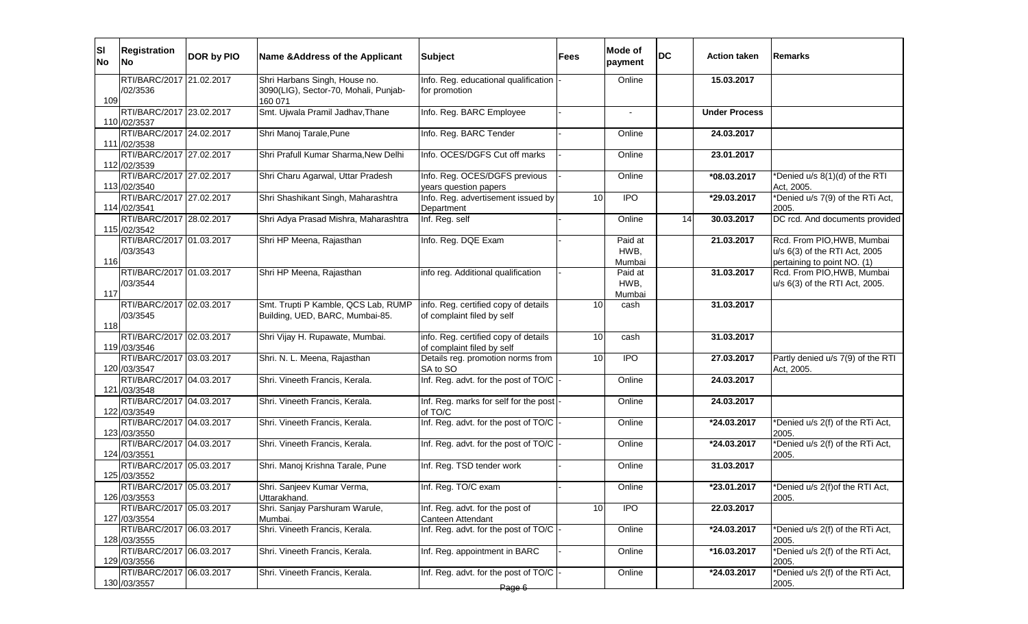| Sl No | Registration No | DOR by PIO | Name &Address of the Applicant | Subject | Fees | Mode of payment | DC | Action taken | Remarks |
|---|---|---|---|---|---|---|---|---|---|
| 109 | RTI/BARC/2017 /02/3536 | 21.02.2017 | Shri Harbans Singh, House no. 3090(LIG), Sector-70, Mohali, Punjab-160 071 | Info. Reg. educational qualification for promotion | - | Online | | 15.03.2017 | |
| 110 | RTI/BARC/2017 /02/3537 | 23.02.2017 | Smt. Ujwala Pramil Jadhav,Thane | Info. Reg. BARC Employee | - | - | | **Under Process** | |
| 111 | RTI/BARC/2017 /02/3538 | 24.02.2017 | Shri Manoj Tarale,Pune | Info. Reg. BARC Tender | - | Online | | 24.03.2017 | |
| 112 | RTI/BARC/2017 /02/3539 | 27.02.2017 | Shri Prafull Kumar Sharma,New Delhi | Info. OCES/DGFS Cut off marks | - | Online | | 23.01.2017 | |
| 113 | RTI/BARC/2017 /02/3540 | 27.02.2017 | Shri Charu Agarwal, Uttar Pradesh | Info. Reg. OCES/DGFS previous years question papers | - | Online | | *08.03.2017 | *Denied u/s 8(1)(d) of the RTI Act, 2005. |
| 114 | RTI/BARC/2017 /02/3541 | 27.02.2017 | Shri Shashikant Singh, Maharashtra | Info. Reg. advertisement issued by Department | 10 | IPO | | *29.03.2017 | *Denied u/s 7(9) of the RTi Act, 2005. |
| 115 | RTI/BARC/2017 /02/3542 | 28.02.2017 | Shri Adya Prasad Mishra, Maharashtra | Inf. Reg. self | - | Online | 14 | 30.03.2017 | DC rcd. And documents provided |
| 116 | RTI/BARC/2017 /03/3543 | 01.03.2017 | Shri HP Meena, Rajasthan | Info. Reg. DQE Exam | - | Paid at HWB, Mumbai | | 21.03.2017 | Rcd. From PIO,HWB, Mumbai u/s 6(3) of the RTI Act, 2005 pertaining to point NO. (1) |
| 117 | RTI/BARC/2017 /03/3544 | 01.03.2017 | Shri HP Meena, Rajasthan | info reg. Additional qualification | - | Paid at HWB, Mumbai | | 31.03.2017 | Rcd. From PIO,HWB, Mumbai u/s 6(3) of the RTI Act, 2005. |
| 118 | RTI/BARC/2017 /03/3545 | 02.03.2017 | Smt. Trupti P Kamble, QCS Lab, RUMP Building, UED, BARC, Mumbai-85. | info. Reg. certified copy of details of complaint filed by self | 10 | cash | | 31.03.2017 | |
| 119 | RTI/BARC/2017 /03/3546 | 02.03.2017 | Shri Vijay H. Rupawate, Mumbai. | info. Reg. certified copy of details of complaint filed by self | 10 | cash | | 31.03.2017 | |
| 120 | RTI/BARC/2017 /03/3547 | 03.03.2017 | Shri. N. L. Meena, Rajasthan | Details reg. promotion norms from SA to SO | 10 | IPO | | 27.03.2017 | Partly denied u/s 7(9) of the RTI Act, 2005. |
| 121 | RTI/BARC/2017 /03/3548 | 04.03.2017 | Shri. Vineeth Francis, Kerala. | Inf. Reg. advt. for the post of TO/C | - | Online | | 24.03.2017 | |
| 122 | RTI/BARC/2017 /03/3549 | 04.03.2017 | Shri. Vineeth Francis, Kerala. | Inf. Reg. marks for self for the post of TO/C | - | Online | | 24.03.2017 | |
| 123 | RTI/BARC/2017 /03/3550 | 04.03.2017 | Shri. Vineeth Francis, Kerala. | Inf. Reg. advt. for the post of TO/C | - | Online | | *24.03.2017 | *Denied u/s 2(f) of the RTi Act, 2005. |
| 124 | RTI/BARC/2017 /03/3551 | 04.03.2017 | Shri. Vineeth Francis, Kerala. | Inf. Reg. advt. for the post of TO/C | - | Online | | *24.03.2017 | *Denied u/s 2(f) of the RTi Act, 2005. |
| 125 | RTI/BARC/2017 /03/3552 | 05.03.2017 | Shri. Manoj Krishna Tarale, Pune | Inf. Reg. TSD tender work | - | Online | | 31.03.2017 | |
| 126 | RTI/BARC/2017 /03/3553 | 05.03.2017 | Shri. Sanjeev Kumar Verma, Uttarakhand. | Inf. Reg. TO/C exam | - | Online | | *23.01.2017 | *Denied u/s 2(f)of the RTI Act, 2005. |
| 127 | RTI/BARC/2017 /03/3554 | 05.03.2017 | Shri. Sanjay Parshuram Warule, Mumbai. | Inf. Reg. advt. for the post of Canteen Attendant | 10 | IPO | | 22.03.2017 | |
| 128 | RTI/BARC/2017 /03/3555 | 06.03.2017 | Shri. Vineeth Francis, Kerala. | Inf. Reg. advt. for the post of TO/C | - | Online | | *24.03.2017 | *Denied u/s 2(f) of the RTi Act, 2005. |
| 129 | RTI/BARC/2017 /03/3556 | 06.03.2017 | Shri. Vineeth Francis, Kerala. | Inf. Reg. appointment in BARC | - | Online | | *16.03.2017 | *Denied u/s 2(f) of the RTi Act, 2005. |
| 130 | RTI/BARC/2017 /03/3557 | 06.03.2017 | Shri. Vineeth Francis, Kerala. | Inf. Reg. advt. for the post of TO/C | - | Online | | *24.03.2017 | *Denied u/s 2(f) of the RTi Act, 2005. |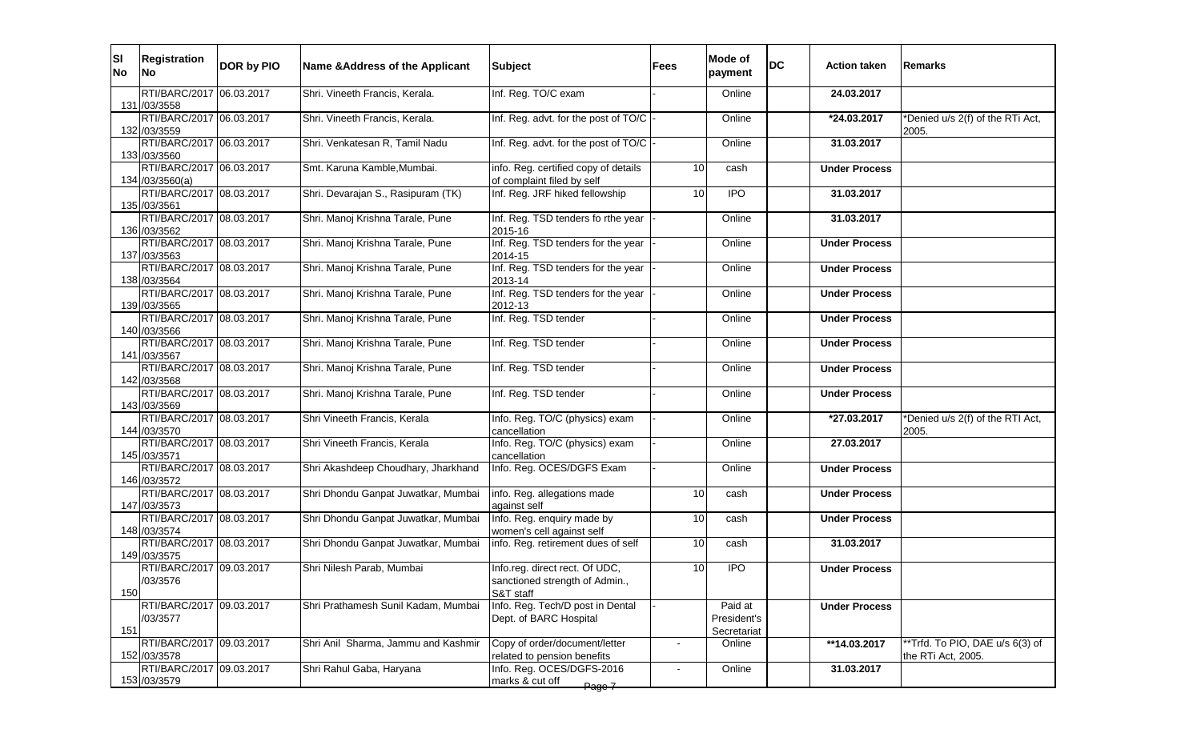| Sl No | Registration No | DOR by PIO | Name &Address of the Applicant | Subject | Fees | Mode of payment | DC | Action taken | Remarks |
|---|---|---|---|---|---|---|---|---|---|
| 131 | RTI/BARC/2017 /03/3558 | 06.03.2017 | Shri. Vineeth Francis, Kerala. | Inf. Reg. TO/C exam | - | Online | | 24.03.2017 | |
| 132 | RTI/BARC/2017 /03/3559 | 06.03.2017 | Shri. Vineeth Francis, Kerala. | Inf. Reg. advt. for the post of TO/C | - | Online | | *24.03.2017 | *Denied u/s 2(f) of the RTi Act, 2005. |
| 133 | RTI/BARC/2017 /03/3560 | 06.03.2017 | Shri. Venkatesan R, Tamil Nadu | Inf. Reg. advt. for the post of TO/C | - | Online | | 31.03.2017 | |
| 134 | RTI/BARC/2017 /03/3560(a) | 06.03.2017 | Smt. Karuna Kamble,Mumbai. | info. Reg. certified copy of details of complaint filed by self | 10 | cash | | Under Process | |
| 135 | RTI/BARC/2017 /03/3561 | 08.03.2017 | Shri. Devarajan S., Rasipuram (TK) | Inf. Reg. JRF hiked fellowship | 10 | IPO | | 31.03.2017 | |
| 136 | RTI/BARC/2017 /03/3562 | 08.03.2017 | Shri. Manoj Krishna Tarale, Pune | Inf. Reg. TSD tenders fo rthe year 2015-16 | - | Online | | 31.03.2017 | |
| 137 | RTI/BARC/2017 /03/3563 | 08.03.2017 | Shri. Manoj Krishna Tarale, Pune | Inf. Reg. TSD tenders for the year 2014-15 | - | Online | | Under Process | |
| 138 | RTI/BARC/2017 /03/3564 | 08.03.2017 | Shri. Manoj Krishna Tarale, Pune | Inf. Reg. TSD tenders for the year 2013-14 | - | Online | | Under Process | |
| 139 | RTI/BARC/2017 /03/3565 | 08.03.2017 | Shri. Manoj Krishna Tarale, Pune | Inf. Reg. TSD tenders for the year 2012-13 | - | Online | | Under Process | |
| 140 | RTI/BARC/2017 /03/3566 | 08.03.2017 | Shri. Manoj Krishna Tarale, Pune | Inf. Reg. TSD tender | - | Online | | Under Process | |
| 141 | RTI/BARC/2017 /03/3567 | 08.03.2017 | Shri. Manoj Krishna Tarale, Pune | Inf. Reg. TSD tender | - | Online | | Under Process | |
| 142 | RTI/BARC/2017 /03/3568 | 08.03.2017 | Shri. Manoj Krishna Tarale, Pune | Inf. Reg. TSD tender | - | Online | | Under Process | |
| 143 | RTI/BARC/2017 /03/3569 | 08.03.2017 | Shri. Manoj Krishna Tarale, Pune | Inf. Reg. TSD tender | - | Online | | Under Process | |
| 144 | RTI/BARC/2017 /03/3570 | 08.03.2017 | Shri Vineeth Francis, Kerala | Info. Reg. TO/C (physics) exam cancellation | - | Online | | *27.03.2017 | *Denied u/s 2(f) of the RTI Act, 2005. |
| 145 | RTI/BARC/2017 /03/3571 | 08.03.2017 | Shri Vineeth Francis, Kerala | Info. Reg. TO/C (physics) exam cancellation | - | Online | | 27.03.2017 | |
| 146 | RTI/BARC/2017 /03/3572 | 08.03.2017 | Shri Akashdeep Choudhary, Jharkhand | Info. Reg. OCES/DGFS Exam | - | Online | | Under Process | |
| 147 | RTI/BARC/2017 /03/3573 | 08.03.2017 | Shri Dhondu Ganpat Juwatkar, Mumbai | info. Reg. allegations made against self | 10 | cash | | Under Process | |
| 148 | RTI/BARC/2017 /03/3574 | 08.03.2017 | Shri Dhondu Ganpat Juwatkar, Mumbai | Info. Reg. enquiry made by women's cell against self | 10 | cash | | Under Process | |
| 149 | RTI/BARC/2017 /03/3575 | 08.03.2017 | Shri Dhondu Ganpat Juwatkar, Mumbai | info. Reg. retirement dues of self | 10 | cash | | 31.03.2017 | |
| 150 | RTI/BARC/2017 /03/3576 | 09.03.2017 | Shri Nilesh Parab, Mumbai | Info.reg. direct rect. Of UDC, sanctioned strength of Admin., S&T staff | 10 | IPO | | Under Process | |
| 151 | RTI/BARC/2017 /03/3577 | 09.03.2017 | Shri Prathamesh Sunil Kadam, Mumbai | Info. Reg. Tech/D post in Dental Dept. of BARC Hospital | - | Paid at President's Secretariat | | Under Process | |
| 152 | RTI/BARC/2017 /03/3578 | 09.03.2017 | Shri Anil Sharma, Jammu and Kashmir | Copy of order/document/letter related to pension benefits | - | Online | | **14.03.2017 | **Trfd. To PIO, DAE u/s 6(3) of the RTi Act, 2005. |
| 153 | RTI/BARC/2017 /03/3579 | 09.03.2017 | Shri Rahul Gaba, Haryana | Info. Reg. OCES/DGFS-2016 marks & cut off | - | Online | | 31.03.2017 | |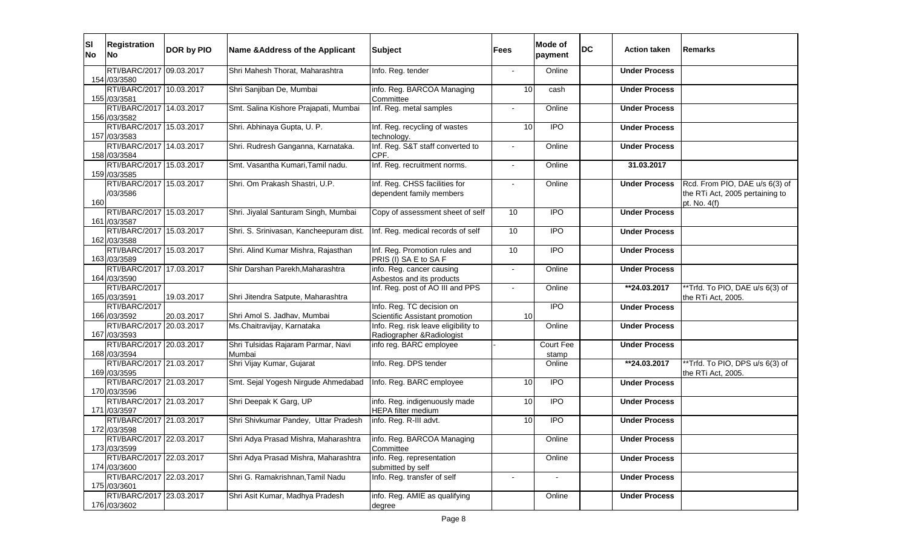| Sl No | Registration No | DOR by PIO | Name &Address of the Applicant | Subject | Fees | Mode of payment | DC | Action taken | Remarks |
|---|---|---|---|---|---|---|---|---|---|
| 154 | RTI/BARC/2017 /03/3580 | 09.03.2017 | Shri Mahesh Thorat, Maharashtra | Info. Reg. tender | - | Online | | **Under Process** | |
| 155 | RTI/BARC/2017 /03/3581 | 10.03.2017 | Shri Sanjiban De, Mumbai | info. Reg. BARCOA Managing Committee | 10 | cash | | **Under Process** | |
| 156 | RTI/BARC/2017 /03/3582 | 14.03.2017 | Smt. Salina Kishore Prajapati, Mumbai | Inf. Reg. metal samples | - | Online | | **Under Process** | |
| 157 | RTI/BARC/2017 /03/3583 | 15.03.2017 | Shri. Abhinaya Gupta, U. P. | Inf. Reg. recycling of wastes technology. | 10 | IPO | | **Under Process** | |
| 158 | RTI/BARC/2017 /03/3584 | 14.03.2017 | Shri. Rudresh Ganganna, Karnataka. | Inf. Reg. S&T staff converted to CPF. | - | Online | | **Under Process** | |
| 159 | RTI/BARC/2017 /03/3585 | 15.03.2017 | Smt. Vasantha Kumari,Tamil nadu. | Inf. Reg. recruitment norms. | - | Online | | **31.03.2017** | |
| 160 | RTI/BARC/2017 /03/3586 | 15.03.2017 | Shri. Om Prakash Shastri, U.P. | Inf. Reg. CHSS facilities for dependent family members | - | Online | | **Under Process** | Rcd. From PIO, DAE u/s 6(3) of the RTi Act, 2005 pertaining to pt. No. 4(f) |
| 161 | RTI/BARC/2017 /03/3587 | 15.03.2017 | Shri. Jiyalal Santuram Singh, Mumbai | Copy of assessment sheet of self | 10 | IPO | | **Under Process** | |
| 162 | RTI/BARC/2017 /03/3588 | 15.03.2017 | Shri. S. Srinivasan, Kancheepuram dist. | Inf. Reg. medical records of self | 10 | IPO | | **Under Process** | |
| 163 | RTI/BARC/2017 /03/3589 | 15.03.2017 | Shri. Alind Kumar Mishra, Rajasthan | Inf. Reg. Promotion rules and PRIS (I) SA E to SA F | 10 | IPO | | **Under Process** | |
| 164 | RTI/BARC/2017 /03/3590 | 17.03.2017 | Shir Darshan Parekh,Maharashtra | info. Reg. cancer causing Asbestos and its products | - | Online | | **Under Process** | |
| 165 | RTI/BARC/2017 /03/3591 | 19.03.2017 | Shri Jitendra Satpute, Maharashtra | Inf. Reg. post of AO III and PPS | - | Online | | **\*\*24.03.2017** | \*\*Trfd. To PIO, DAE u/s 6(3) of the RTi Act, 2005. |
| 166 | RTI/BARC/2017 /03/3592 | 20.03.2017 | Shri Amol S. Jadhav, Mumbai | Info. Reg. TC decision on Scientific Assistant promotion | 10 | IPO | | **Under Process** | |
| 167 | RTI/BARC/2017 /03/3593 | 20.03.2017 | Ms.Chaitravijay, Karnataka | Info. Reg. risk leave eligibility to Radiographer &Radiologist | | Online | | **Under Process** | |
| 168 | RTI/BARC/2017 /03/3594 | 20.03.2017 | Shri Tulsidas Rajaram Parmar, Navi Mumbai | info reg. BARC employee | - | Court Fee stamp | | **Under Process** | |
| 169 | RTI/BARC/2017 /03/3595 | 21.03.2017 | Shri Vijay Kumar, Gujarat | Info. Reg. DPS tender | | Online | | **\*\*24.03.2017** | \*\*Trfd. To PIO, DPS u/s 6(3) of the RTi Act, 2005. |
| 170 | RTI/BARC/2017 /03/3596 | 21.03.2017 | Smt. Sejal Yogesh Nirgude Ahmedabad | Info. Reg. BARC employee | 10 | IPO | | **Under Process** | |
| 171 | RTI/BARC/2017 /03/3597 | 21.03.2017 | Shri Deepak K Garg, UP | info. Reg. indigenuously made HEPA filter medium | 10 | IPO | | **Under Process** | |
| 172 | RTI/BARC/2017 /03/3598 | 21.03.2017 | Shri Shivkumar Pandey, Uttar Pradesh | info. Reg. R-III advt. | 10 | IPO | | **Under Process** | |
| 173 | RTI/BARC/2017 /03/3599 | 22.03.2017 | Shri Adya Prasad Mishra, Maharashtra | info. Reg. BARCOA Managing Committee | | Online | | **Under Process** | |
| 174 | RTI/BARC/2017 /03/3600 | 22.03.2017 | Shri Adya Prasad Mishra, Maharashtra | info. Reg. representation submitted by self | | Online | | **Under Process** | |
| 175 | RTI/BARC/2017 /03/3601 | 22.03.2017 | Shri G. Ramakrishnan,Tamil Nadu | Info. Reg. transfer of self | - | - | | **Under Process** | |
| 176 | RTI/BARC/2017 /03/3602 | 23.03.2017 | Shri Asit Kumar, Madhya Pradesh | info. Reg. AMIE as qualifying degree | | Online | | **Under Process** | |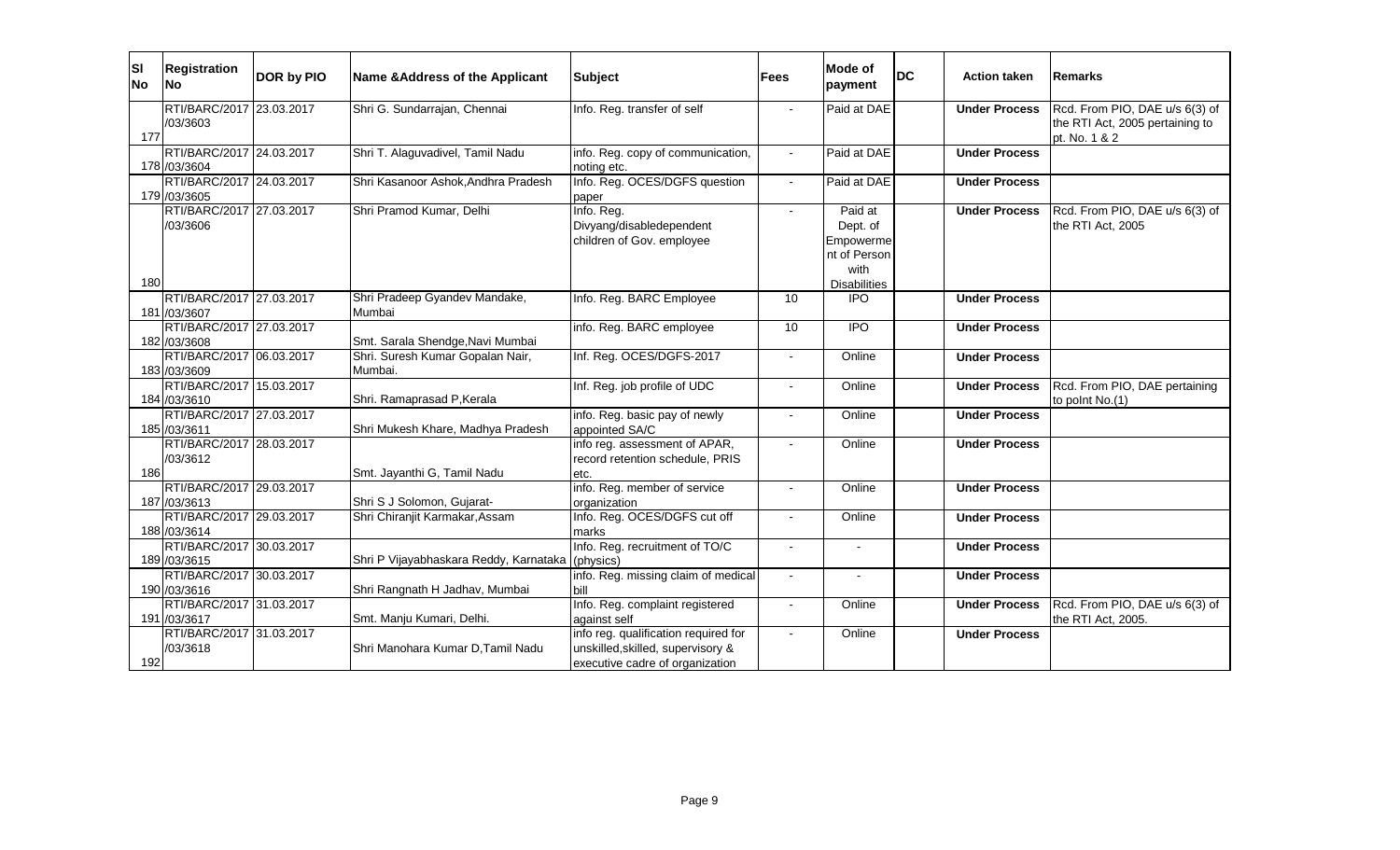| Sl No | Registration No | DOR by PIO | Name &Address of the Applicant | Subject | Fees | Mode of payment | DC | Action taken | Remarks |
|---|---|---|---|---|---|---|---|---|---|
| 177 | RTI/BARC/2017 /03/3603 | 23.03.2017 | Shri G. Sundarrajan, Chennai | Info. Reg. transfer of self | - | Paid at DAE | | **Under Process** | Rcd. From PIO, DAE u/s 6(3) of the RTI Act, 2005 pertaining to pt. No. 1 & 2 |
| 178 | RTI/BARC/2017 /03/3604 | 24.03.2017 | Shri T. Alaguvadivel, Tamil Nadu | info. Reg. copy of communication, noting etc. | - | Paid at DAE | | **Under Process** | |
| 179 | RTI/BARC/2017 /03/3605 | 24.03.2017 | Shri Kasanoor Ashok,Andhra Pradesh | Info. Reg. OCES/DGFS question paper | - | Paid at DAE | | **Under Process** | |
| 180 | RTI/BARC/2017 /03/3606 | 27.03.2017 | Shri Pramod Kumar, Delhi | Info. Reg. Divyang/disabledependent children of Gov. employee | - | Paid at Dept. of Empowerment of Person with Disabilities | | **Under Process** | Rcd. From PIO, DAE u/s 6(3) of the RTI Act, 2005 |
| 181 | RTI/BARC/2017 /03/3607 | 27.03.2017 | Shri Pradeep Gyandev Mandake, Mumbai | Info. Reg. BARC Employee | 10 | IPO | | **Under Process** | |
| 182 | RTI/BARC/2017 /03/3608 | 27.03.2017 | Smt. Sarala Shendge,Navi Mumbai | info. Reg. BARC employee | 10 | IPO | | **Under Process** | |
| 183 | RTI/BARC/2017 /03/3609 | 06.03.2017 | Shri. Suresh Kumar Gopalan Nair, Mumbai. | Inf. Reg. OCES/DGFS-2017 | - | Online | | **Under Process** | |
| 184 | RTI/BARC/2017 /03/3610 | 15.03.2017 | Shri. Ramaprasad P,Kerala | Inf. Reg. job profile of UDC | - | Online | | **Under Process** | Rcd. From PIO, DAE pertaining to poInt No.(1) |
| 185 | RTI/BARC/2017 /03/3611 | 27.03.2017 | Shri Mukesh Khare, Madhya Pradesh | info. Reg. basic pay of newly appointed SA/C | - | Online | | **Under Process** | |
| 186 | RTI/BARC/2017 /03/3612 | 28.03.2017 | Smt. Jayanthi G, Tamil Nadu | info reg. assessment of APAR, record retention schedule, PRIS etc. | - | Online | | **Under Process** | |
| 187 | RTI/BARC/2017 /03/3613 | 29.03.2017 | Shri S J Solomon, Gujarat- | info. Reg. member of service organization | - | Online | | **Under Process** | |
| 188 | RTI/BARC/2017 /03/3614 | 29.03.2017 | Shri Chiranjit Karmakar,Assam | Info. Reg. OCES/DGFS cut off marks | - | Online | | **Under Process** | |
| 189 | RTI/BARC/2017 /03/3615 | 30.03.2017 | Shri P Vijayabhaskara Reddy, Karnataka | Info. Reg. recruitment of TO/C (physics) | - | - | | **Under Process** | |
| 190 | RTI/BARC/2017 /03/3616 | 30.03.2017 | Shri Rangnath H Jadhav, Mumbai | info. Reg. missing claim of medical bill | - | - | | **Under Process** | |
| 191 | RTI/BARC/2017 /03/3617 | 31.03.2017 | Smt. Manju Kumari, Delhi. | Info. Reg. complaint registered against self | - | Online | | **Under Process** | Rcd. From PIO, DAE u/s 6(3) of the RTI Act, 2005. |
| 192 | RTI/BARC/2017 /03/3618 | 31.03.2017 | Shri Manohara Kumar D,Tamil Nadu | info reg. qualification required for unskilled,skilled, supervisory & executive cadre of organization | - | Online | | **Under Process** | |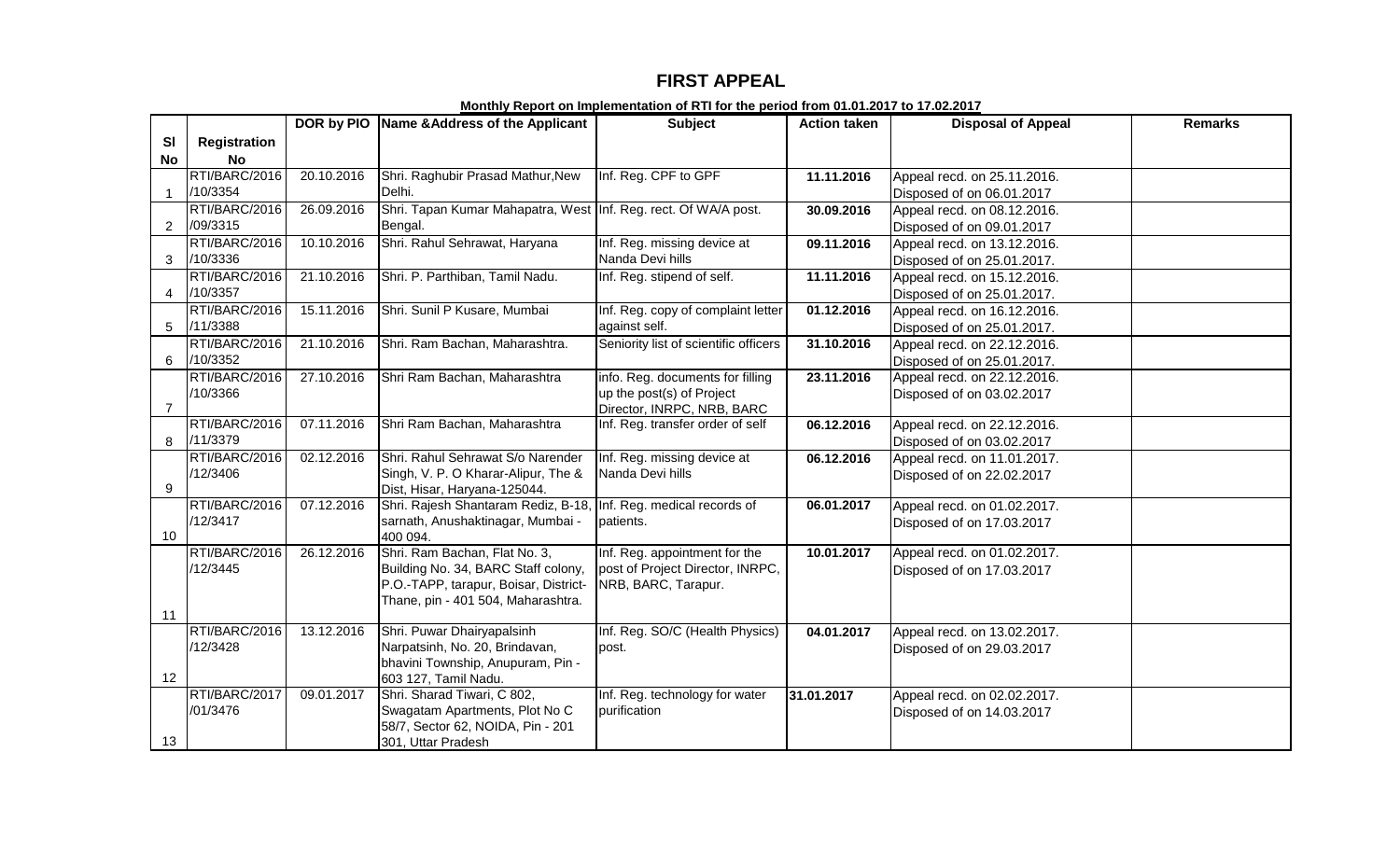# FIRST APPEAL

**Monthly Report on Implementation of RTI for the period from 01.01.2017 to 17.02.2017**

| Sl No | Registration No | DOR by PIO | Name &Address of the Applicant | Subject | Action taken | Disposal of Appeal | Remarks |
|---|---|---|---|---|---|---|---|
| 1 | RTI/BARC/2016 /10/3354 | 20.10.2016 | Shri. Raghubir Prasad Mathur,New Delhi. | Inf. Reg. CPF to GPF | 11.11.2016 | Appeal recd. on 25.11.2016. Disposed of on 06.01.2017 | |
| 2 | RTI/BARC/2016 /09/3315 | 26.09.2016 | Shri. Tapan Kumar Mahapatra, West Bengal. | Inf. Reg. rect. Of WA/A post. | 30.09.2016 | Appeal recd. on 08.12.2016. Disposed of on 09.01.2017 | |
| 3 | RTI/BARC/2016 /10/3336 | 10.10.2016 | Shri. Rahul Sehrawat, Haryana | Inf. Reg. missing device at Nanda Devi hills | 09.11.2016 | Appeal recd. on 13.12.2016. Disposed of on 25.01.2017. | |
| 4 | RTI/BARC/2016 /10/3357 | 21.10.2016 | Shri. P. Parthiban, Tamil Nadu. | Inf. Reg. stipend of self. | 11.11.2016 | Appeal recd. on 15.12.2016. Disposed of on 25.01.2017. | |
| 5 | RTI/BARC/2016 /11/3388 | 15.11.2016 | Shri. Sunil P Kusare, Mumbai | Inf. Reg. copy of complaint letter against self. | 01.12.2016 | Appeal recd. on 16.12.2016. Disposed of on 25.01.2017. | |
| 6 | RTI/BARC/2016 /10/3352 | 21.10.2016 | Shri. Ram Bachan, Maharashtra. | Seniority list of scientific officers | 31.10.2016 | Appeal recd. on 22.12.2016. Disposed of on 25.01.2017. | |
| 7 | RTI/BARC/2016 /10/3366 | 27.10.2016 | Shri Ram Bachan, Maharashtra | info. Reg. documents for filling up the post(s) of Project Director, INRPC, NRB, BARC | 23.11.2016 | Appeal recd. on 22.12.2016. Disposed of on 03.02.2017 | |
| 8 | RTI/BARC/2016 /11/3379 | 07.11.2016 | Shri Ram Bachan, Maharashtra | Inf. Reg. transfer order of self | 06.12.2016 | Appeal recd. on 22.12.2016. Disposed of on 03.02.2017 | |
| 9 | RTI/BARC/2016 /12/3406 | 02.12.2016 | Shri. Rahul Sehrawat S/o Narender Singh, V. P. O Kharar-Alipur, The & Dist, Hisar, Haryana-125044. | Inf. Reg. missing device at Nanda Devi hills | 06.12.2016 | Appeal recd. on 11.01.2017. Disposed of on 22.02.2017 | |
| 10 | RTI/BARC/2016 /12/3417 | 07.12.2016 | Shri. Rajesh Shantaram Rediz, B-18, sarnath, Anushaktinagar, Mumbai - 400 094. | Inf. Reg. medical records of patients. | 06.01.2017 | Appeal recd. on 01.02.2017. Disposed of on 17.03.2017 | |
| 11 | RTI/BARC/2016 /12/3445 | 26.12.2016 | Shri. Ram Bachan, Flat No. 3, Building No. 34, BARC Staff colony, P.O.-TAPP, tarapur, Boisar, District-Thane, pin - 401 504, Maharashtra. | Inf. Reg. appointment for the post of Project Director, INRPC, NRB, BARC, Tarapur. | 10.01.2017 | Appeal recd. on 01.02.2017. Disposed of on 17.03.2017 | |
| 12 | RTI/BARC/2016 /12/3428 | 13.12.2016 | Shri. Puwar Dhairyapalsinh Narpatsinh, No. 20, Brindavan, bhavini Township, Anupuram, Pin - 603 127, Tamil Nadu. | Inf. Reg. SO/C (Health Physics) post. | 04.01.2017 | Appeal recd. on 13.02.2017. Disposed of on 29.03.2017 | |
| 13 | RTI/BARC/2017 /01/3476 | 09.01.2017 | Shri. Sharad Tiwari, C 802, Swagatam Apartments, Plot No C 58/7, Sector 62, NOIDA, Pin - 201 301, Uttar Pradesh | Inf. Reg. technology for water purification | 31.01.2017 | Appeal recd. on 02.02.2017. Disposed of on 14.03.2017 | |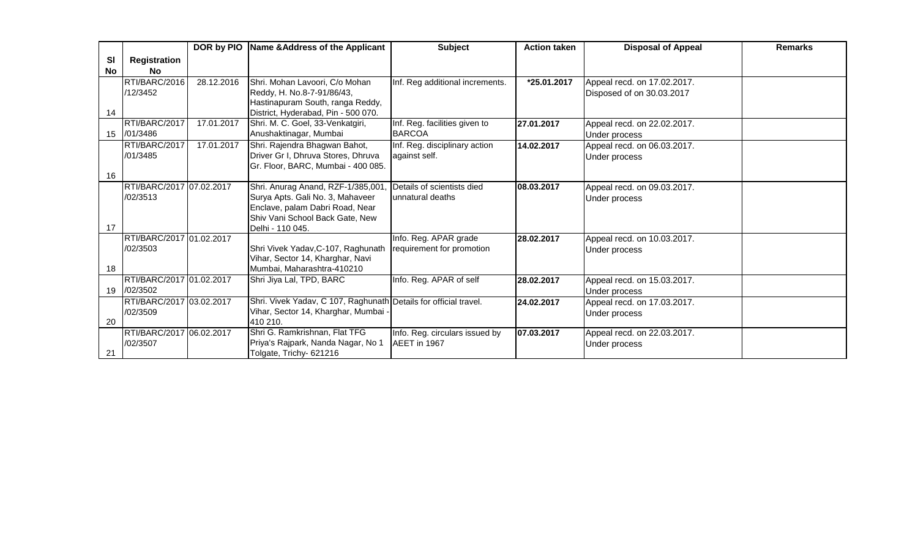| Sl No | Registration No | DOR by PIO | Name &Address of the Applicant | Subject | Action taken | Disposal of Appeal | Remarks |
|---|---|---|---|---|---|---|---|
| 14 | RTI/BARC/2016 /12/3452 | 28.12.2016 | Shri. Mohan Lavoori, C/o Mohan Reddy, H. No.8-7-91/86/43, Hastinapuram South, ranga Reddy, District, Hyderabad, Pin - 500 070. | Inf. Reg additional increments. | **\*25.01.2017** | Appeal recd. on 17.02.2017. Disposed of on 30.03.2017 | |
| 15 | RTI/BARC/2017 /01/3486 | 17.01.2017 | Shri. M. C. Goel, 33-Venkatgiri, Anushaktinagar, Mumbai | Inf. Reg. facilities given to BARCOA | **27.01.2017** | Appeal recd. on 22.02.2017. Under process | |
| 16 | RTI/BARC/2017 /01/3485 | 17.01.2017 | Shri. Rajendra Bhagwan Bahot, Driver Gr I, Dhruva Stores, Dhruva Gr. Floor, BARC, Mumbai - 400 085. | Inf. Reg. disciplinary action against self. | **14.02.2017** | Appeal recd. on 06.03.2017. Under process | |
| 17 | RTI/BARC/2017 /02/3513 | 07.02.2017 | Shri. Anurag Anand, RZF-1/385,001, Surya Apts. Gali No. 3, Mahaveer Enclave, palam Dabri Road, Near Shiv Vani School Back Gate, New Delhi - 110 045. | Details of scientists died unnatural deaths | **08.03.2017** | Appeal recd. on 09.03.2017. Under process | |
| 18 | RTI/BARC/2017 /02/3503 | 01.02.2017 | Shri Vivek Yadav,C-107, Raghunath Vihar, Sector 14, Kharghar, Navi Mumbai, Maharashtra-410210 | Info. Reg. APAR grade requirement for promotion | **28.02.2017** | Appeal recd. on 10.03.2017. Under process | |
| 19 | RTI/BARC/2017 /02/3502 | 01.02.2017 | Shri Jiya Lal, TPD, BARC | Info. Reg. APAR of self | **28.02.2017** | Appeal recd. on 15.03.2017. Under process | |
| 20 | RTI/BARC/2017 /02/3509 | 03.02.2017 | Shri. Vivek Yadav, C 107, Raghunath Vihar, Sector 14, Kharghar, Mumbai - 410 210. | Details for official travel. | **24.02.2017** | Appeal recd. on 17.03.2017. Under process | |
| 21 | RTI/BARC/2017 /02/3507 | 06.02.2017 | Shri G. Ramkrishnan, Flat TFG Priya's Rajpark, Nanda Nagar, No 1 Tolgate, Trichy- 621216 | Info. Reg. circulars issued by AEET in 1967 | **07.03.2017** | Appeal recd. on 22.03.2017. Under process | |